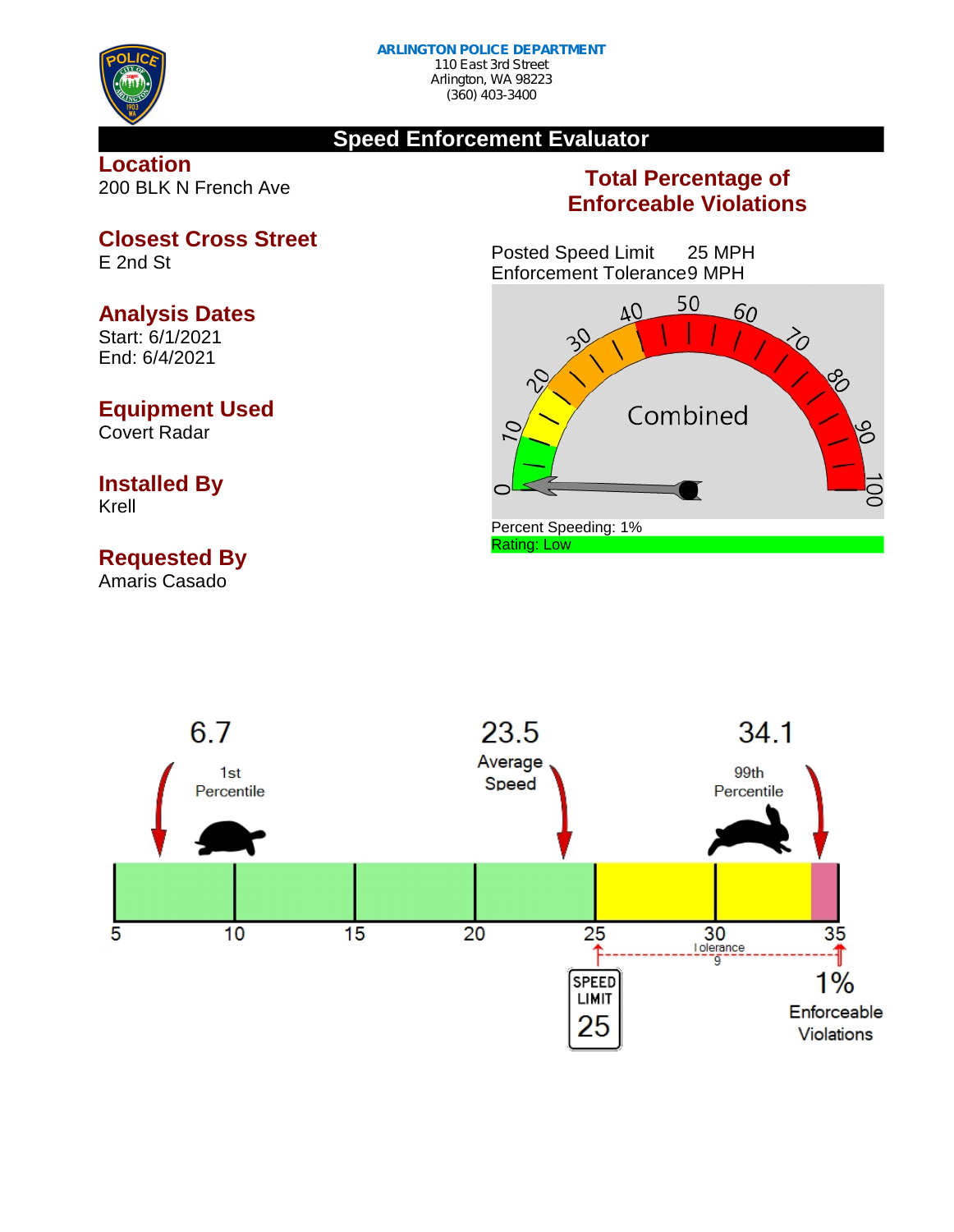**ARLINGTON POLICE DEPARTMENT**
110 East 3rd Street
Arlington, WA 98223
(360) 403-3400

# Speed Enforcement Evaluator

## Location
200 BLK N French Ave

## Closest Cross Street
E 2nd St

## Analysis Dates
Start: 6/1/2021
End: 6/4/2021

## Equipment Used
Covert Radar

## Installed By
Krell

## Requested By
Amaris Casado

## Total Percentage of Enforceable Violations

Posted Speed Limit 25 MPH
Enforcement Tolerance 9 MPH

Combined

Percent Speeding: 1%
Rating: Low

6.7 — 1st Percentile

23.5 — Average Speed

34.1 — 99th Percentile

5 10 15 20 25 30 35

Tolerance 9

SPEED LIMIT 25

1% Enforceable Violations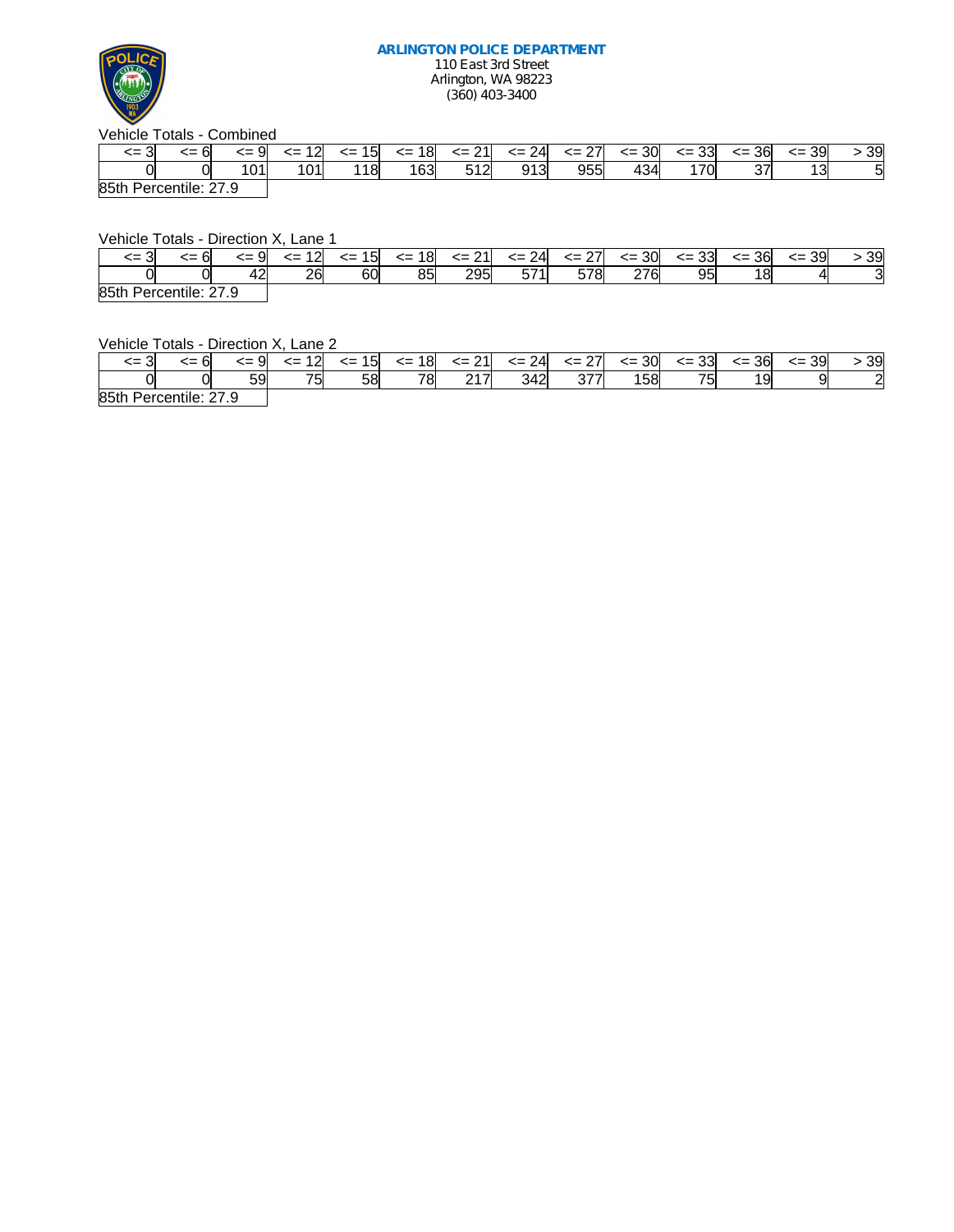**ARLINGTON POLICE DEPARTMENT**
110 East 3rd Street
Arlington, WA 98223
(360) 403-3400

Vehicle Totals - Combined

| <= 3 | <= 6 | <= 9 | <= 12 | <= 15 | <= 18 | <= 21 | <= 24 | <= 27 | <= 30 | <= 33 | <= 36 | <= 39 | > 39 |
|---|---|---|---|---|---|---|---|---|---|---|---|---|---|
| 0 | 0 | 101 | 101 | 118 | 163 | 512 | 913 | 955 | 434 | 170 | 37 | 13 | 5 |

85th Percentile: 27.9

Vehicle Totals - Direction X, Lane 1

| <= 3 | <= 6 | <= 9 | <= 12 | <= 15 | <= 18 | <= 21 | <= 24 | <= 27 | <= 30 | <= 33 | <= 36 | <= 39 | > 39 |
|---|---|---|---|---|---|---|---|---|---|---|---|---|---|
| 0 | 0 | 42 | 26 | 60 | 85 | 295 | 571 | 578 | 276 | 95 | 18 | 4 | 3 |

85th Percentile: 27.9

Vehicle Totals - Direction X, Lane 2

| <= 3 | <= 6 | <= 9 | <= 12 | <= 15 | <= 18 | <= 21 | <= 24 | <= 27 | <= 30 | <= 33 | <= 36 | <= 39 | > 39 |
|---|---|---|---|---|---|---|---|---|---|---|---|---|---|
| 0 | 0 | 59 | 75 | 58 | 78 | 217 | 342 | 377 | 158 | 75 | 19 | 9 | 2 |

85th Percentile: 27.9